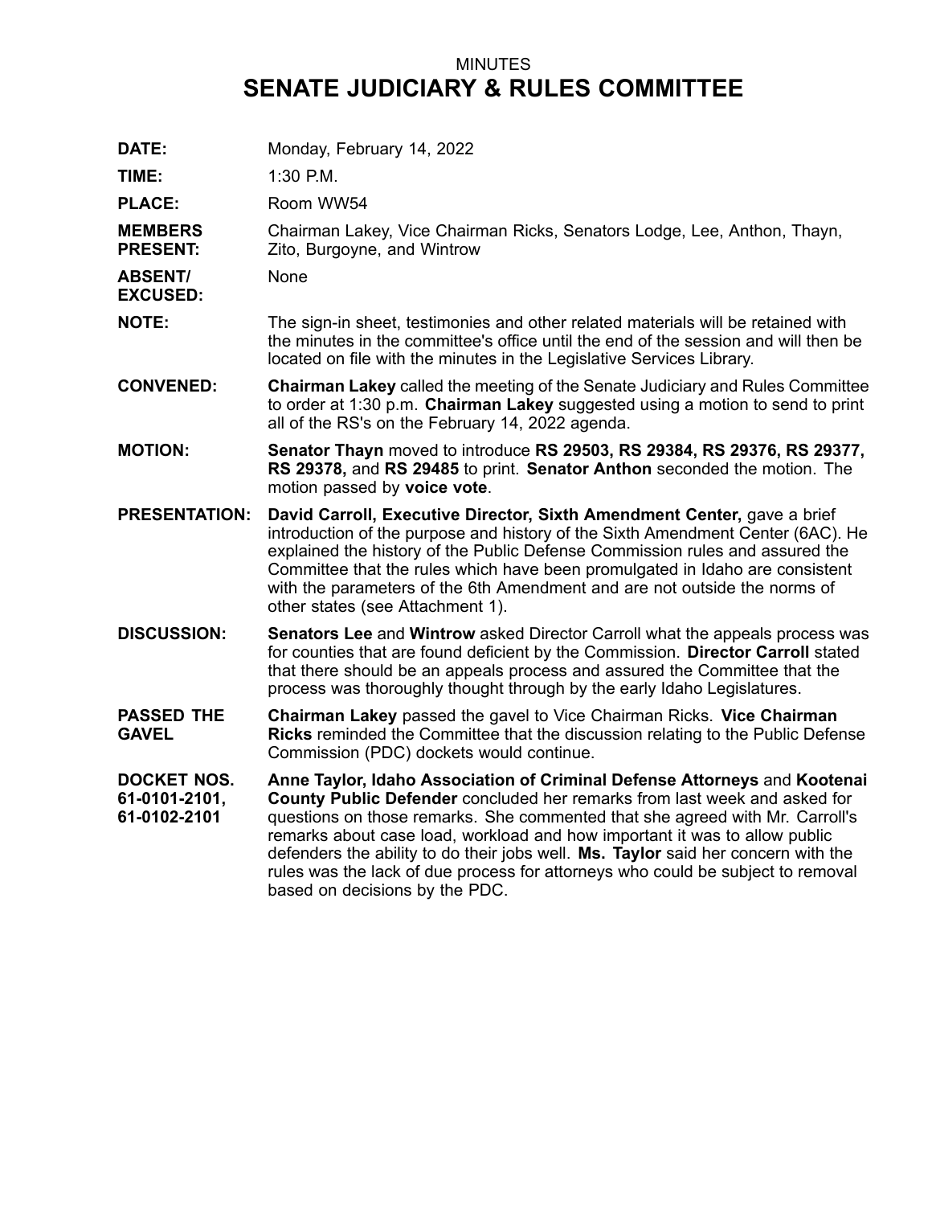MINUTES

# SENATE JUDICIARY & RULES COMMITTEE

**DATE:** Monday, February 14, 2022

**TIME:** 1:30 P.M.

**PLACE:** Room WW54

**MEMBERS PRESENT:** Chairman Lakey, Vice Chairman Ricks, Senators Lodge, Lee, Anthon, Thayn, Zito, Burgoyne, and Wintrow

**ABSENT/ EXCUSED:** None

**NOTE:** The sign-in sheet, testimonies and other related materials will be retained with the minutes in the committee's office until the end of the session and will then be located on file with the minutes in the Legislative Services Library.

**CONVENED:** **Chairman Lakey** called the meeting of the Senate Judiciary and Rules Committee to order at 1:30 p.m. **Chairman Lakey** suggested using a motion to send to print all of the RS's on the February 14, 2022 agenda.

**MOTION:** **Senator Thayn** moved to introduce **RS 29503, RS 29384, RS 29376, RS 29377, RS 29378,** and **RS 29485** to print. **Senator Anthon** seconded the motion. The motion passed by **voice vote**.

**PRESENTATION:** **David Carroll, Executive Director, Sixth Amendment Center,** gave a brief introduction of the purpose and history of the Sixth Amendment Center (6AC). He explained the history of the Public Defense Commission rules and assured the Committee that the rules which have been promulgated in Idaho are consistent with the parameters of the 6th Amendment and are not outside the norms of other states (see Attachment 1).

**DISCUSSION:** **Senators Lee** and **Wintrow** asked Director Carroll what the appeals process was for counties that are found deficient by the Commission. **Director Carroll** stated that there should be an appeals process and assured the Committee that the process was thoroughly thought through by the early Idaho Legislatures.

**PASSED THE GAVEL** **Chairman Lakey** passed the gavel to Vice Chairman Ricks. **Vice Chairman Ricks** reminded the Committee that the discussion relating to the Public Defense Commission (PDC) dockets would continue.

**DOCKET NOS. 61-0101-2101, 61-0102-2101** **Anne Taylor, Idaho Association of Criminal Defense Attorneys** and **Kootenai County Public Defender** concluded her remarks from last week and asked for questions on those remarks. She commented that she agreed with Mr. Carroll's remarks about case load, workload and how important it was to allow public defenders the ability to do their jobs well. **Ms. Taylor** said her concern with the rules was the lack of due process for attorneys who could be subject to removal based on decisions by the PDC.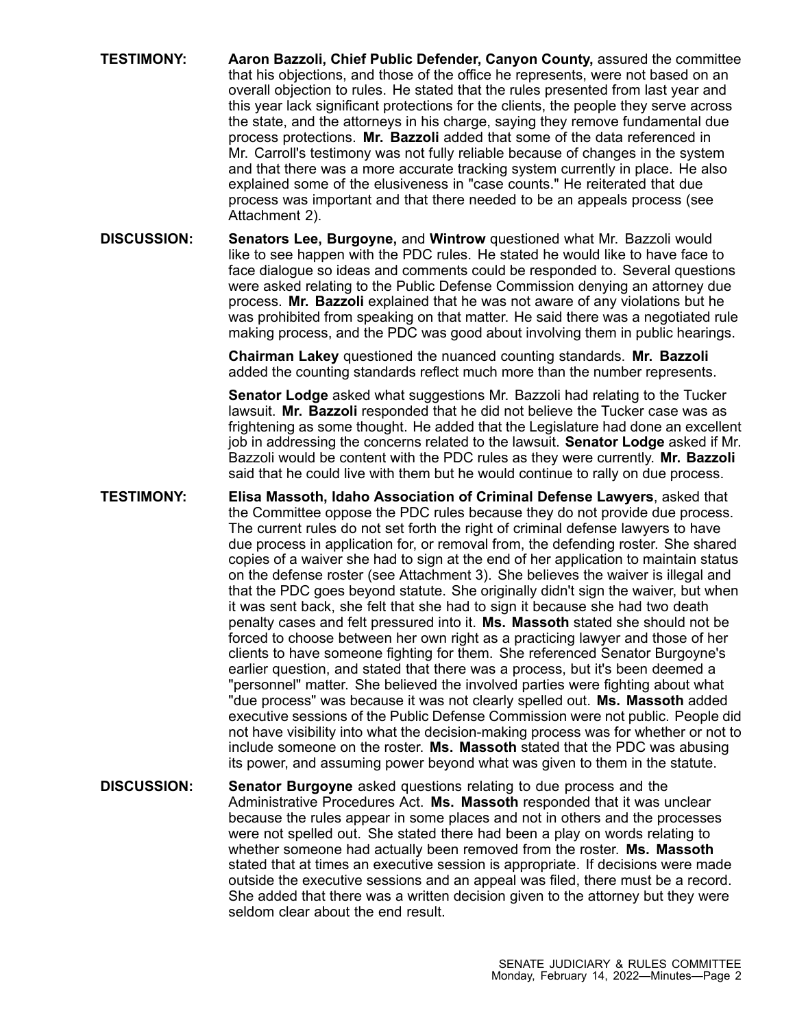**TESTIMONY:** **Aaron Bazzoli, Chief Public Defender, Canyon County,** assured the committee that his objections, and those of the office he represents, were not based on an overall objection to rules. He stated that the rules presented from last year and this year lack significant protections for the clients, the people they serve across the state, and the attorneys in his charge, saying they remove fundamental due process protections. **Mr. Bazzoli** added that some of the data referenced in Mr. Carroll's testimony was not fully reliable because of changes in the system and that there was a more accurate tracking system currently in place. He also explained some of the elusiveness in "case counts." He reiterated that due process was important and that there needed to be an appeals process (see Attachment 2).

**DISCUSSION:** **Senators Lee, Burgoyne,** and **Wintrow** questioned what Mr. Bazzoli would like to see happen with the PDC rules. He stated he would like to have face to face dialogue so ideas and comments could be responded to. Several questions were asked relating to the Public Defense Commission denying an attorney due process. **Mr. Bazzoli** explained that he was not aware of any violations but he was prohibited from speaking on that matter. He said there was a negotiated rule making process, and the PDC was good about involving them in public hearings.

**Chairman Lakey** questioned the nuanced counting standards. **Mr. Bazzoli** added the counting standards reflect much more than the number represents.

**Senator Lodge** asked what suggestions Mr. Bazzoli had relating to the Tucker lawsuit. **Mr. Bazzoli** responded that he did not believe the Tucker case was as frightening as some thought. He added that the Legislature had done an excellent job in addressing the concerns related to the lawsuit. **Senator Lodge** asked if Mr. Bazzoli would be content with the PDC rules as they were currently. **Mr. Bazzoli** said that he could live with them but he would continue to rally on due process.

**TESTIMONY:** **Elisa Massoth, Idaho Association of Criminal Defense Lawyers**, asked that the Committee oppose the PDC rules because they do not provide due process. The current rules do not set forth the right of criminal defense lawyers to have due process in application for, or removal from, the defending roster. She shared copies of a waiver she had to sign at the end of her application to maintain status on the defense roster (see Attachment 3). She believes the waiver is illegal and that the PDC goes beyond statute. She originally didn't sign the waiver, but when it was sent back, she felt that she had to sign it because she had two death penalty cases and felt pressured into it. **Ms. Massoth** stated she should not be forced to choose between her own right as a practicing lawyer and those of her clients to have someone fighting for them. She referenced Senator Burgoyne's earlier question, and stated that there was a process, but it's been deemed a "personnel" matter. She believed the involved parties were fighting about what "due process" was because it was not clearly spelled out. **Ms. Massoth** added executive sessions of the Public Defense Commission were not public. People did not have visibility into what the decision-making process was for whether or not to include someone on the roster. **Ms. Massoth** stated that the PDC was abusing its power, and assuming power beyond what was given to them in the statute.

**DISCUSSION:** **Senator Burgoyne** asked questions relating to due process and the Administrative Procedures Act. **Ms. Massoth** responded that it was unclear because the rules appear in some places and not in others and the processes were not spelled out. She stated there had been a play on words relating to whether someone had actually been removed from the roster. **Ms. Massoth** stated that at times an executive session is appropriate. If decisions were made outside the executive sessions and an appeal was filed, there must be a record. She added that there was a written decision given to the attorney but they were seldom clear about the end result.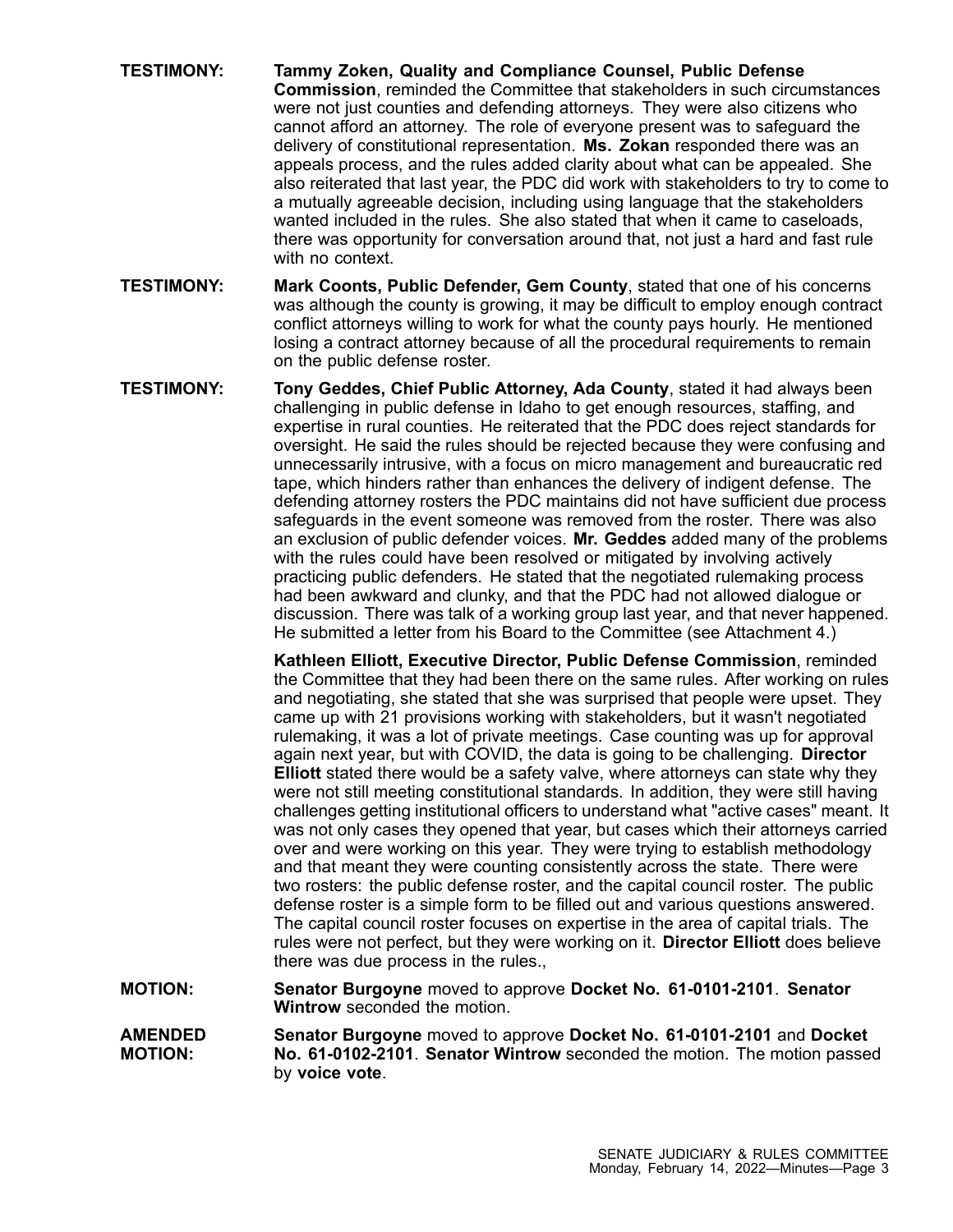**TESTIMONY:** **Tammy Zoken, Quality and Compliance Counsel, Public Defense Commission**, reminded the Committee that stakeholders in such circumstances were not just counties and defending attorneys. They were also citizens who cannot afford an attorney. The role of everyone present was to safeguard the delivery of constitutional representation. **Ms. Zokan** responded there was an appeals process, and the rules added clarity about what can be appealed. She also reiterated that last year, the PDC did work with stakeholders to try to come to a mutually agreeable decision, including using language that the stakeholders wanted included in the rules. She also stated that when it came to caseloads, there was opportunity for conversation around that, not just a hard and fast rule with no context.

**TESTIMONY:** **Mark Coonts, Public Defender, Gem County**, stated that one of his concerns was although the county is growing, it may be difficult to employ enough contract conflict attorneys willing to work for what the county pays hourly. He mentioned losing a contract attorney because of all the procedural requirements to remain on the public defense roster.

**TESTIMONY:** **Tony Geddes, Chief Public Attorney, Ada County**, stated it had always been challenging in public defense in Idaho to get enough resources, staffing, and expertise in rural counties. He reiterated that the PDC does reject standards for oversight. He said the rules should be rejected because they were confusing and unnecessarily intrusive, with a focus on micro management and bureaucratic red tape, which hinders rather than enhances the delivery of indigent defense. The defending attorney rosters the PDC maintains did not have sufficient due process safeguards in the event someone was removed from the roster. There was also an exclusion of public defender voices. **Mr. Geddes** added many of the problems with the rules could have been resolved or mitigated by involving actively practicing public defenders. He stated that the negotiated rulemaking process had been awkward and clunky, and that the PDC had not allowed dialogue or discussion. There was talk of a working group last year, and that never happened. He submitted a letter from his Board to the Committee (see Attachment 4.)

**Kathleen Elliott, Executive Director, Public Defense Commission**, reminded the Committee that they had been there on the same rules. After working on rules and negotiating, she stated that she was surprised that people were upset. They came up with 21 provisions working with stakeholders, but it wasn't negotiated rulemaking, it was a lot of private meetings. Case counting was up for approval again next year, but with COVID, the data is going to be challenging. **Director Elliott** stated there would be a safety valve, where attorneys can state why they were not still meeting constitutional standards. In addition, they were still having challenges getting institutional officers to understand what "active cases" meant. It was not only cases they opened that year, but cases which their attorneys carried over and were working on this year. They were trying to establish methodology and that meant they were counting consistently across the state. There were two rosters: the public defense roster, and the capital council roster. The public defense roster is a simple form to be filled out and various questions answered. The capital council roster focuses on expertise in the area of capital trials. The rules were not perfect, but they were working on it. **Director Elliott** does believe there was due process in the rules.,

**MOTION:** **Senator Burgoyne** moved to approve **Docket No. 61-0101-2101**. **Senator Wintrow** seconded the motion.

**AMENDED MOTION:** **Senator Burgoyne** moved to approve **Docket No. 61-0101-2101** and **Docket No. 61-0102-2101**. **Senator Wintrow** seconded the motion. The motion passed by **voice vote**.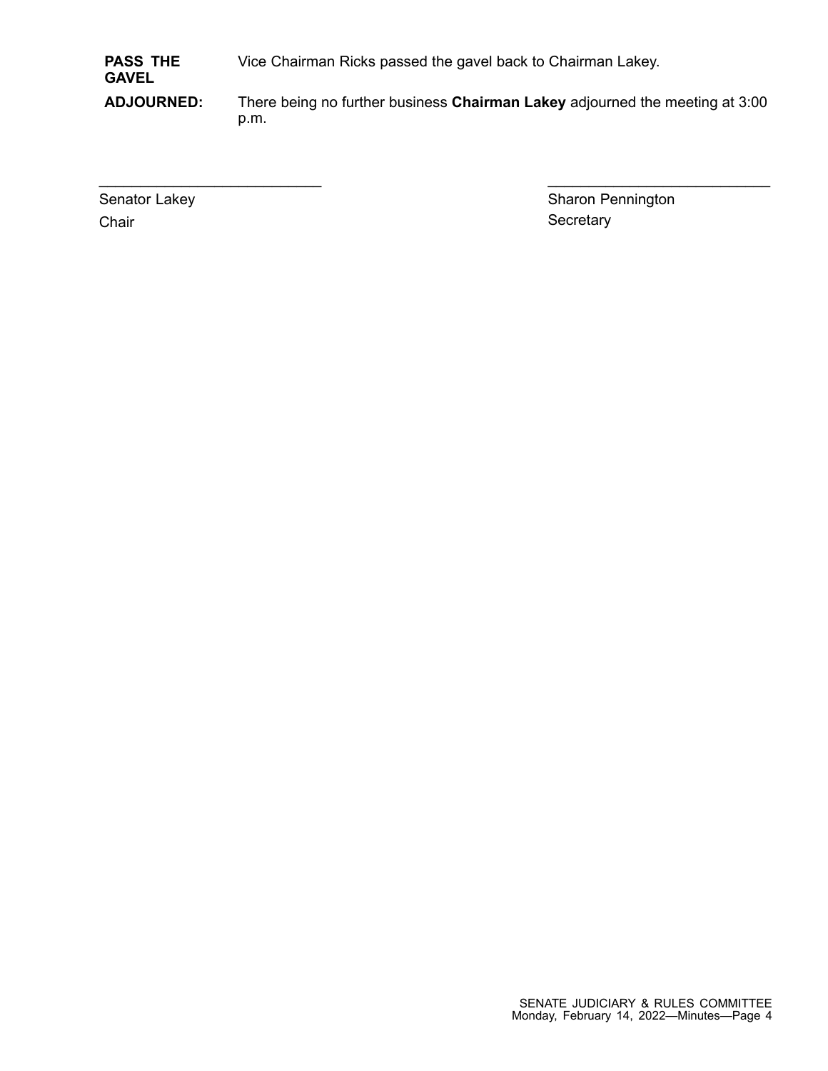| | |
|---|---|
| **PASS THE GAVEL** | Vice Chairman Ricks passed the gavel back to Chairman Lakey. |
| **ADJOURNED:** | There being no further business **Chairman Lakey** adjourned the meeting at 3:00 p.m. |

___________________________
Senator Lakey
Chair

___________________________
Sharon Pennington
Secretary